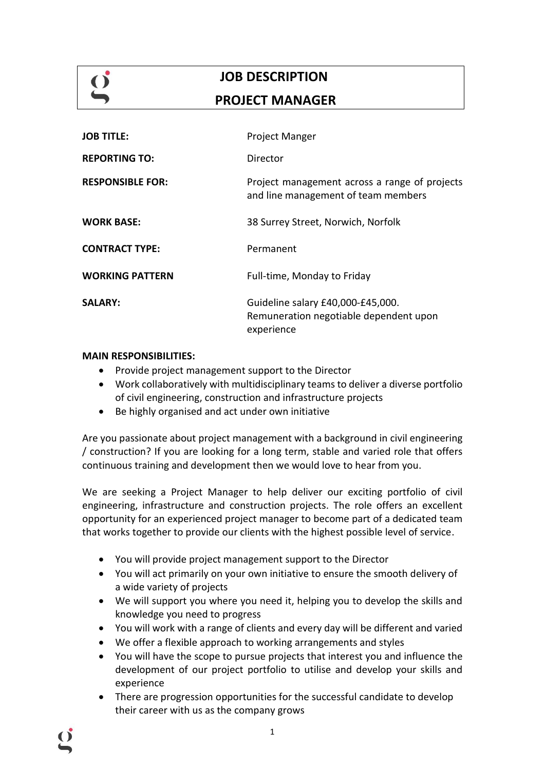# JOB DESCRIPTION

# PROJECT MANAGER

| | |
|---|---|
| **JOB TITLE:** | Project Manger |
| **REPORTING TO:** | Director |
| **RESPONSIBLE FOR:** | Project management across a range of projects and line management of team members |
| **WORK BASE:** | 38 Surrey Street, Norwich, Norfolk |
| **CONTRACT TYPE:** | Permanent |
| **WORKING PATTERN** | Full-time, Monday to Friday |
| **SALARY:** | Guideline salary £40,000-£45,000. Remuneration negotiable dependent upon experience |

**MAIN RESPONSIBILITIES:**

- Provide project management support to the Director
- Work collaboratively with multidisciplinary teams to deliver a diverse portfolio of civil engineering, construction and infrastructure projects
- Be highly organised and act under own initiative

Are you passionate about project management with a background in civil engineering / construction? If you are looking for a long term, stable and varied role that offers continuous training and development then we would love to hear from you.

We are seeking a Project Manager to help deliver our exciting portfolio of civil engineering, infrastructure and construction projects. The role offers an excellent opportunity for an experienced project manager to become part of a dedicated team that works together to provide our clients with the highest possible level of service.

- You will provide project management support to the Director
- You will act primarily on your own initiative to ensure the smooth delivery of a wide variety of projects
- We will support you where you need it, helping you to develop the skills and knowledge you need to progress
- You will work with a range of clients and every day will be different and varied
- We offer a flexible approach to working arrangements and styles
- You will have the scope to pursue projects that interest you and influence the development of our project portfolio to utilise and develop your skills and experience
- There are progression opportunities for the successful candidate to develop their career with us as the company grows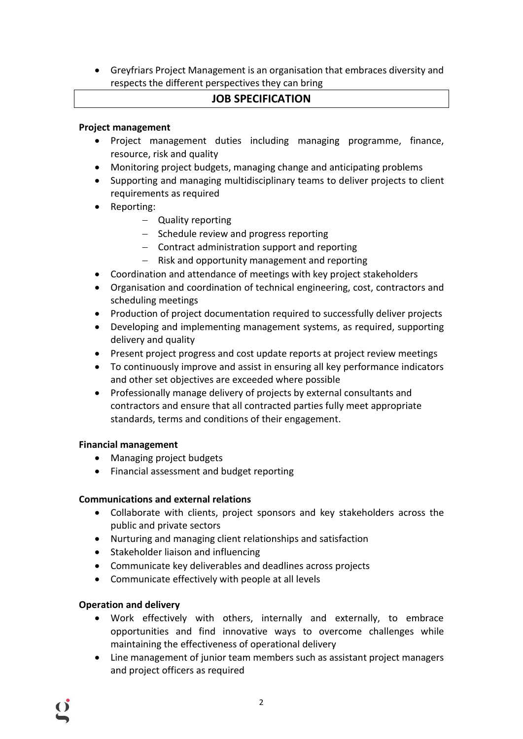- Greyfriars Project Management is an organisation that embraces diversity and respects the different perspectives they can bring

## JOB SPECIFICATION

**Project management**

- Project management duties including managing programme, finance, resource, risk and quality
- Monitoring project budgets, managing change and anticipating problems
- Supporting and managing multidisciplinary teams to deliver projects to client requirements as required
- Reporting:
  - Quality reporting
  - Schedule review and progress reporting
  - Contract administration support and reporting
  - Risk and opportunity management and reporting
- Coordination and attendance of meetings with key project stakeholders
- Organisation and coordination of technical engineering, cost, contractors and scheduling meetings
- Production of project documentation required to successfully deliver projects
- Developing and implementing management systems, as required, supporting delivery and quality
- Present project progress and cost update reports at project review meetings
- To continuously improve and assist in ensuring all key performance indicators and other set objectives are exceeded where possible
- Professionally manage delivery of projects by external consultants and contractors and ensure that all contracted parties fully meet appropriate standards, terms and conditions of their engagement.

**Financial management**

- Managing project budgets
- Financial assessment and budget reporting

**Communications and external relations**

- Collaborate with clients, project sponsors and key stakeholders across the public and private sectors
- Nurturing and managing client relationships and satisfaction
- Stakeholder liaison and influencing
- Communicate key deliverables and deadlines across projects
- Communicate effectively with people at all levels

**Operation and delivery**

- Work effectively with others, internally and externally, to embrace opportunities and find innovative ways to overcome challenges while maintaining the effectiveness of operational delivery
- Line management of junior team members such as assistant project managers and project officers as required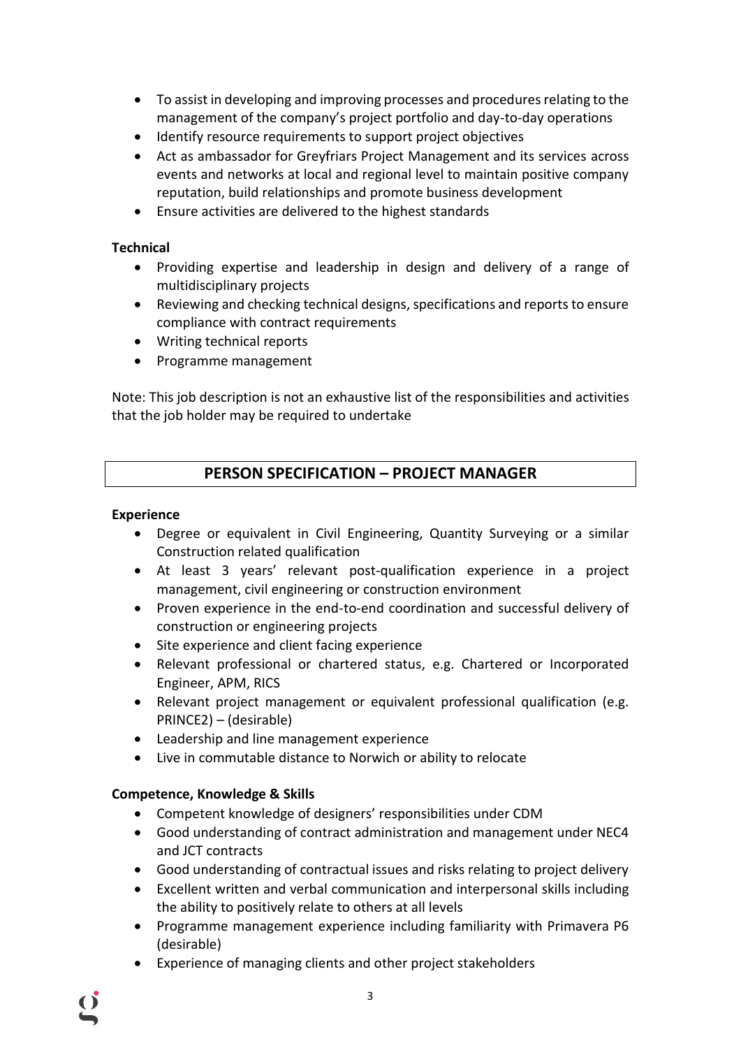- To assist in developing and improving processes and procedures relating to the management of the company's project portfolio and day-to-day operations
- Identify resource requirements to support project objectives
- Act as ambassador for Greyfriars Project Management and its services across events and networks at local and regional level to maintain positive company reputation, build relationships and promote business development
- Ensure activities are delivered to the highest standards

**Technical**

- Providing expertise and leadership in design and delivery of a range of multidisciplinary projects
- Reviewing and checking technical designs, specifications and reports to ensure compliance with contract requirements
- Writing technical reports
- Programme management

Note: This job description is not an exhaustive list of the responsibilities and activities that the job holder may be required to undertake

## PERSON SPECIFICATION – PROJECT MANAGER

**Experience**

- Degree or equivalent in Civil Engineering, Quantity Surveying or a similar Construction related qualification
- At least 3 years' relevant post-qualification experience in a project management, civil engineering or construction environment
- Proven experience in the end-to-end coordination and successful delivery of construction or engineering projects
- Site experience and client facing experience
- Relevant professional or chartered status, e.g. Chartered or Incorporated Engineer, APM, RICS
- Relevant project management or equivalent professional qualification (e.g. PRINCE2) – (desirable)
- Leadership and line management experience
- Live in commutable distance to Norwich or ability to relocate

**Competence, Knowledge & Skills**

- Competent knowledge of designers' responsibilities under CDM
- Good understanding of contract administration and management under NEC4 and JCT contracts
- Good understanding of contractual issues and risks relating to project delivery
- Excellent written and verbal communication and interpersonal skills including the ability to positively relate to others at all levels
- Programme management experience including familiarity with Primavera P6 (desirable)
- Experience of managing clients and other project stakeholders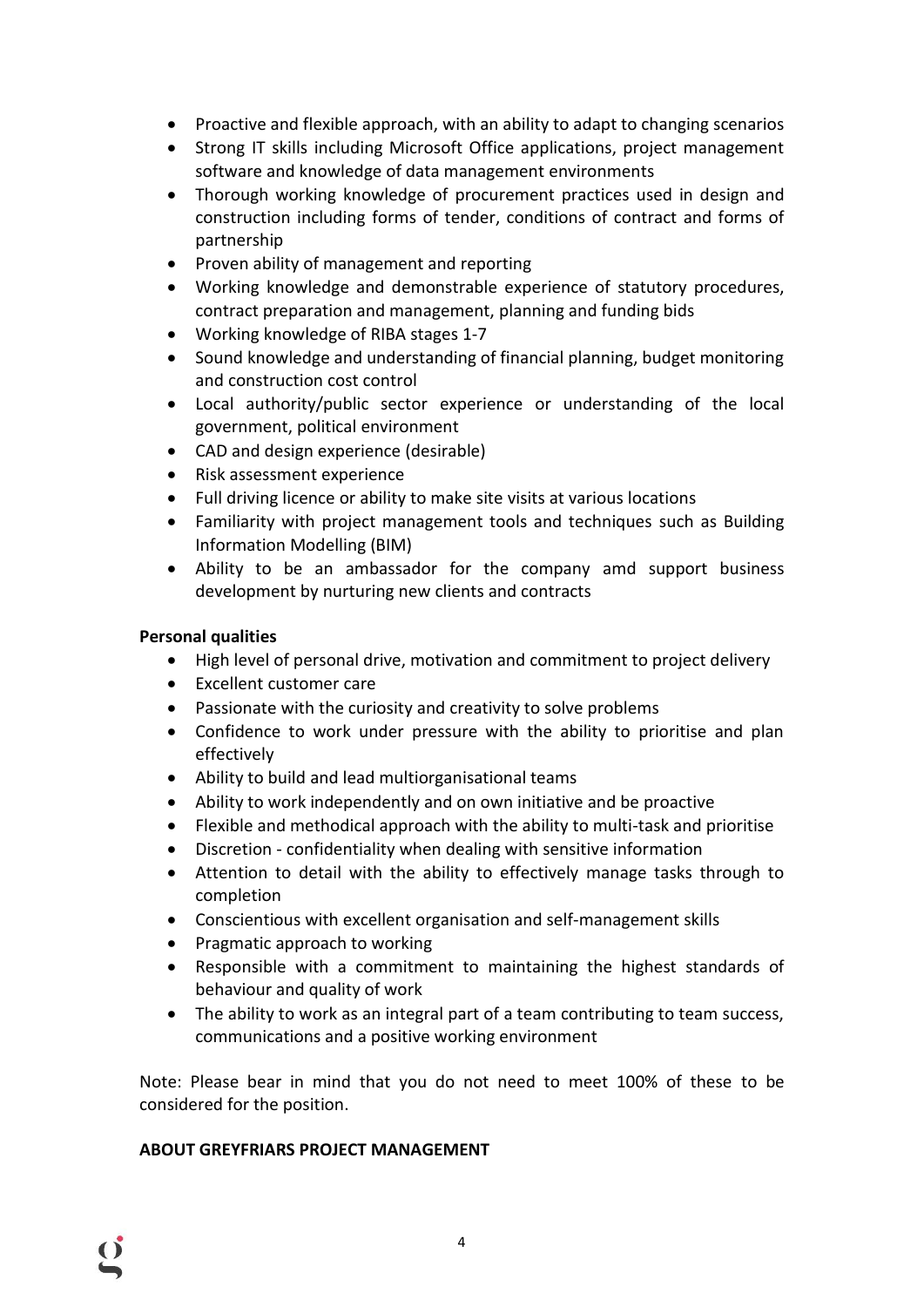- Proactive and flexible approach, with an ability to adapt to changing scenarios
- Strong IT skills including Microsoft Office applications, project management software and knowledge of data management environments
- Thorough working knowledge of procurement practices used in design and construction including forms of tender, conditions of contract and forms of partnership
- Proven ability of management and reporting
- Working knowledge and demonstrable experience of statutory procedures, contract preparation and management, planning and funding bids
- Working knowledge of RIBA stages 1-7
- Sound knowledge and understanding of financial planning, budget monitoring and construction cost control
- Local authority/public sector experience or understanding of the local government, political environment
- CAD and design experience (desirable)
- Risk assessment experience
- Full driving licence or ability to make site visits at various locations
- Familiarity with project management tools and techniques such as Building Information Modelling (BIM)
- Ability to be an ambassador for the company amd support business development by nurturing new clients and contracts

**Personal qualities**

- High level of personal drive, motivation and commitment to project delivery
- Excellent customer care
- Passionate with the curiosity and creativity to solve problems
- Confidence to work under pressure with the ability to prioritise and plan effectively
- Ability to build and lead multiorganisational teams
- Ability to work independently and on own initiative and be proactive
- Flexible and methodical approach with the ability to multi-task and prioritise
- Discretion - confidentiality when dealing with sensitive information
- Attention to detail with the ability to effectively manage tasks through to completion
- Conscientious with excellent organisation and self-management skills
- Pragmatic approach to working
- Responsible with a commitment to maintaining the highest standards of behaviour and quality of work
- The ability to work as an integral part of a team contributing to team success, communications and a positive working environment

Note: Please bear in mind that you do not need to meet 100% of these to be considered for the position.

**ABOUT GREYFRIARS PROJECT MANAGEMENT**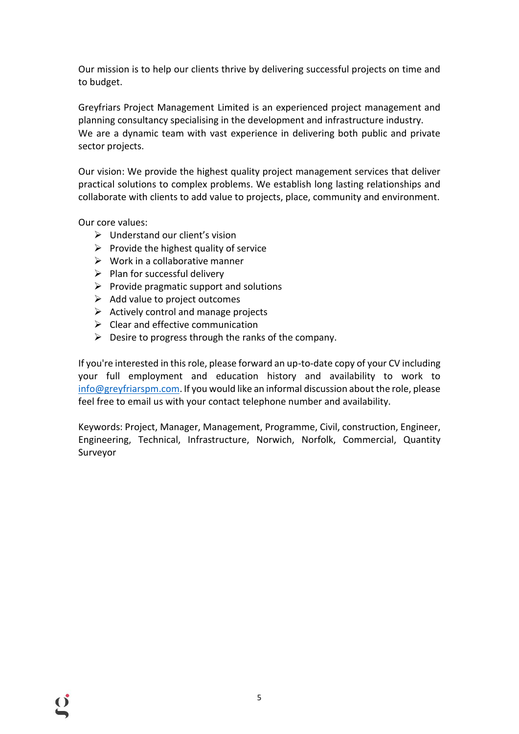Our mission is to help our clients thrive by delivering successful projects on time and to budget.

Greyfriars Project Management Limited is an experienced project management and planning consultancy specialising in the development and infrastructure industry. We are a dynamic team with vast experience in delivering both public and private sector projects.

Our vision: We provide the highest quality project management services that deliver practical solutions to complex problems. We establish long lasting relationships and collaborate with clients to add value to projects, place, community and environment.

Our core values:

- Understand our client's vision
- Provide the highest quality of service
- Work in a collaborative manner
- Plan for successful delivery
- Provide pragmatic support and solutions
- Add value to project outcomes
- Actively control and manage projects
- Clear and effective communication
- Desire to progress through the ranks of the company.

If you're interested in this role, please forward an up-to-date copy of your CV including your full employment and education history and availability to work to info@greyfriarspm.com. If you would like an informal discussion about the role, please feel free to email us with your contact telephone number and availability.

Keywords: Project, Manager, Management, Programme, Civil, construction, Engineer, Engineering, Technical, Infrastructure, Norwich, Norfolk, Commercial, Quantity Surveyor